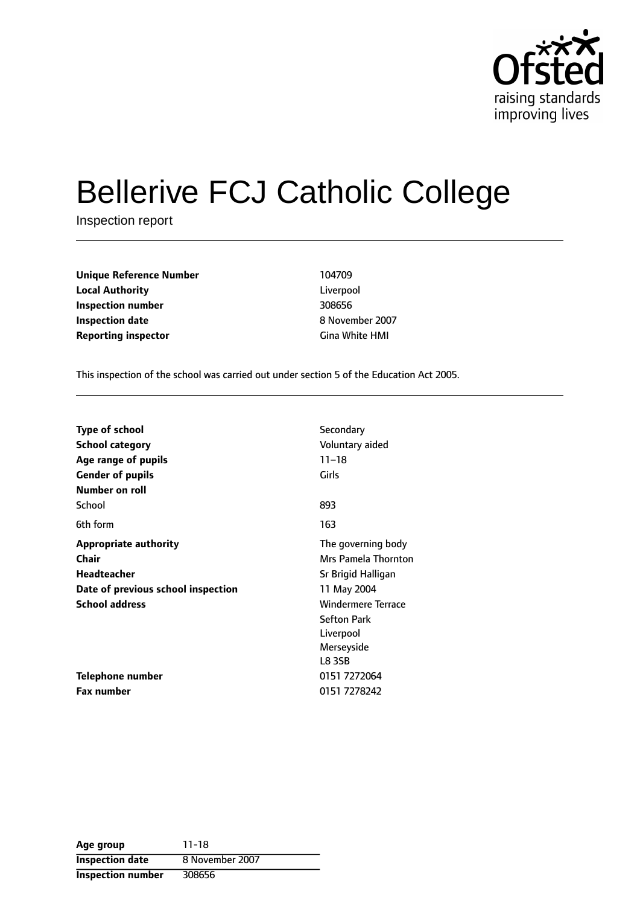# Bellerive FCJ Catholic College

Inspection report

| | |
|---|---|
| **Unique Reference Number** | 104709 |
| **Local Authority** | Liverpool |
| **Inspection number** | 308656 |
| **Inspection date** | 8 November 2007 |
| **Reporting inspector** | Gina White HMI |

This inspection of the school was carried out under section 5 of the Education Act 2005.

| | |
|---|---|
| **Type of school** | Secondary |
| **School category** | Voluntary aided |
| **Age range of pupils** | 11–18 |
| **Gender of pupils** | Girls |
| **Number on roll** | |
| School | 893 |
| 6th form | 163 |
| **Appropriate authority** | The governing body |
| **Chair** | Mrs Pamela Thornton |
| **Headteacher** | Sr Brigid Halligan |
| **Date of previous school inspection** | 11 May 2004 |
| **School address** | Windermere Terrace<br>Sefton Park<br>Liverpool<br>Merseyside<br>L8 3SB |
| **Telephone number** | 0151 7272064 |
| **Fax number** | 0151 7278242 |

| | |
|---|---|
| **Age group** | 11-18 |
| **Inspection date** | 8 November 2007 |
| **Inspection number** | 308656 |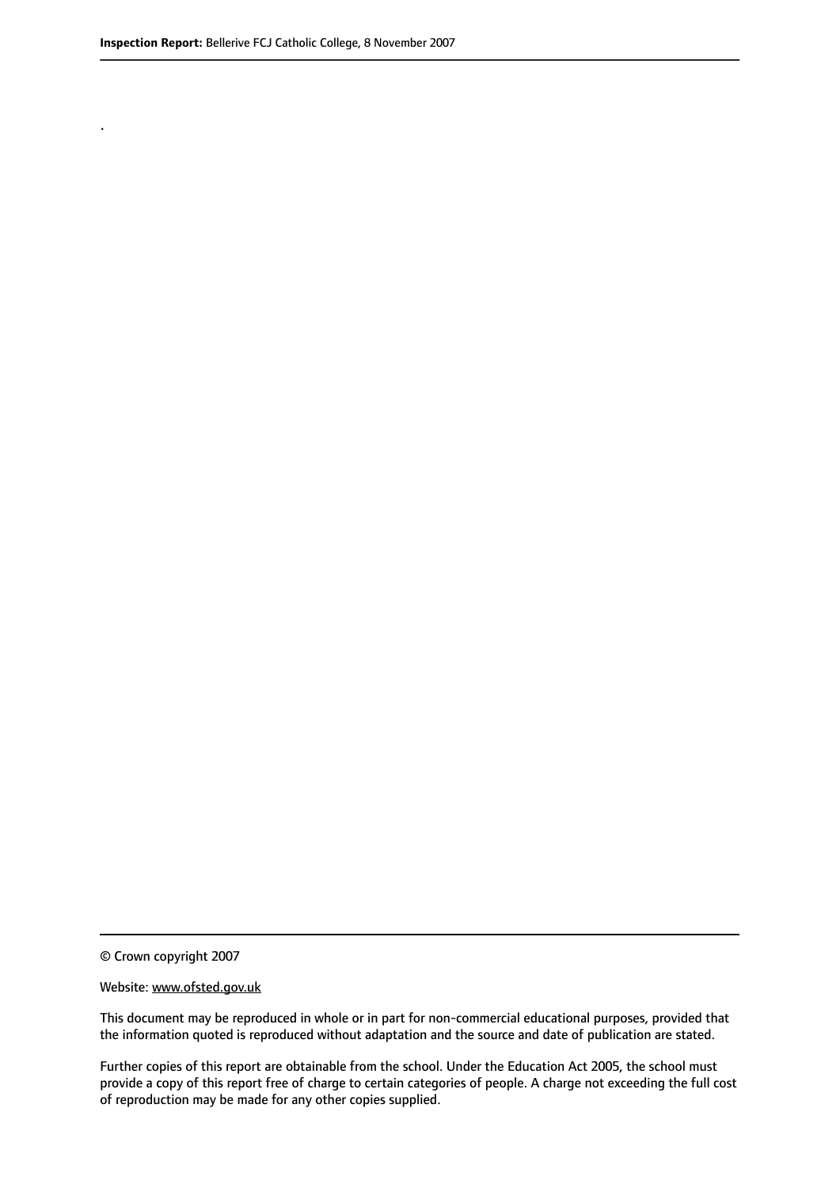.

© Crown copyright 2007

Website: www.ofsted.gov.uk

This document may be reproduced in whole or in part for non-commercial educational purposes, provided that the information quoted is reproduced without adaptation and the source and date of publication are stated.

Further copies of this report are obtainable from the school. Under the Education Act 2005, the school must provide a copy of this report free of charge to certain categories of people. A charge not exceeding the full cost of reproduction may be made for any other copies supplied.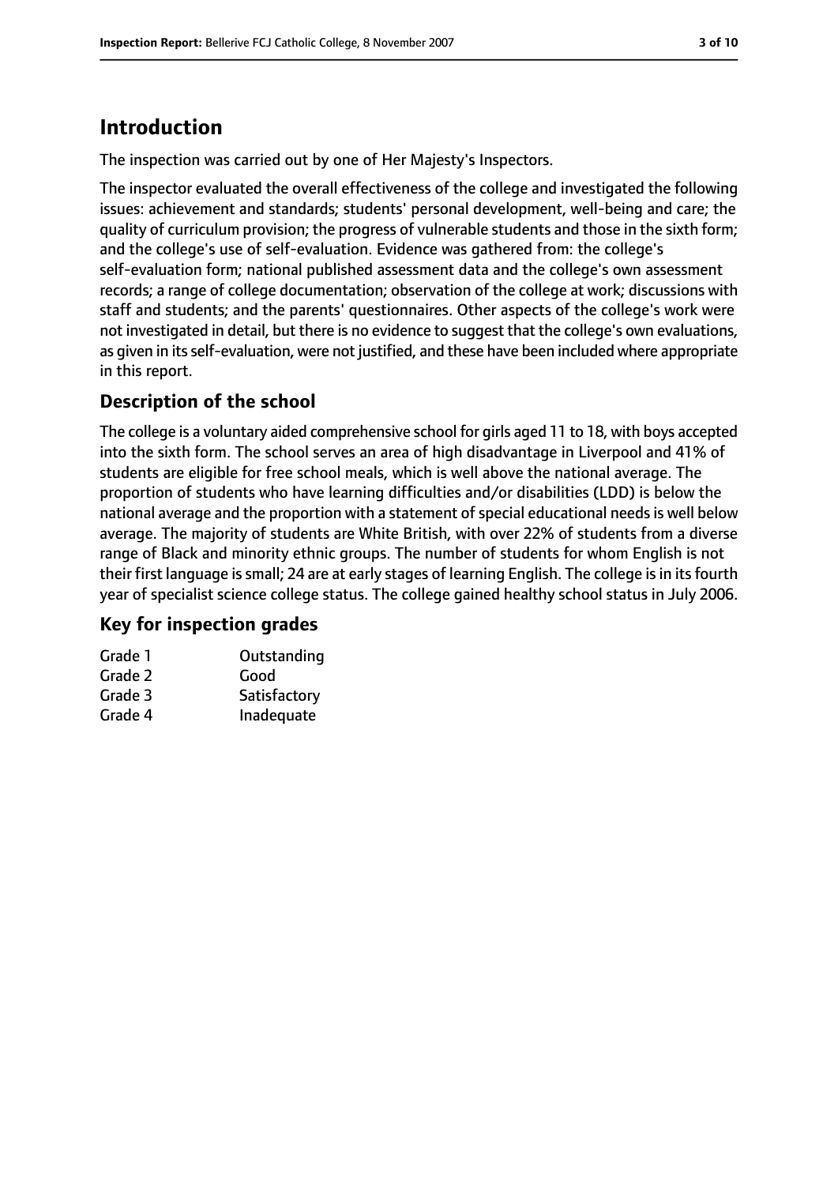## Introduction

The inspection was carried out by one of Her Majesty's Inspectors.

The inspector evaluated the overall effectiveness of the college and investigated the following issues: achievement and standards; students' personal development, well-being and care; the quality of curriculum provision; the progress of vulnerable students and those in the sixth form; and the college's use of self-evaluation. Evidence was gathered from: the college's self-evaluation form; national published assessment data and the college's own assessment records; a range of college documentation; observation of the college at work; discussions with staff and students; and the parents' questionnaires. Other aspects of the college's work were not investigated in detail, but there is no evidence to suggest that the college's own evaluations, as given in its self-evaluation, were not justified, and these have been included where appropriate in this report.

### Description of the school

The college is a voluntary aided comprehensive school for girls aged 11 to 18, with boys accepted into the sixth form. The school serves an area of high disadvantage in Liverpool and 41% of students are eligible for free school meals, which is well above the national average. The proportion of students who have learning difficulties and/or disabilities (LDD) is below the national average and the proportion with a statement of special educational needs is well below average. The majority of students are White British, with over 22% of students from a diverse range of Black and minority ethnic groups. The number of students for whom English is not their first language is small; 24 are at early stages of learning English. The college is in its fourth year of specialist science college status. The college gained healthy school status in July 2006.

### Key for inspection grades

| | |
|---|---|
| Grade 1 | Outstanding |
| Grade 2 | Good |
| Grade 3 | Satisfactory |
| Grade 4 | Inadequate |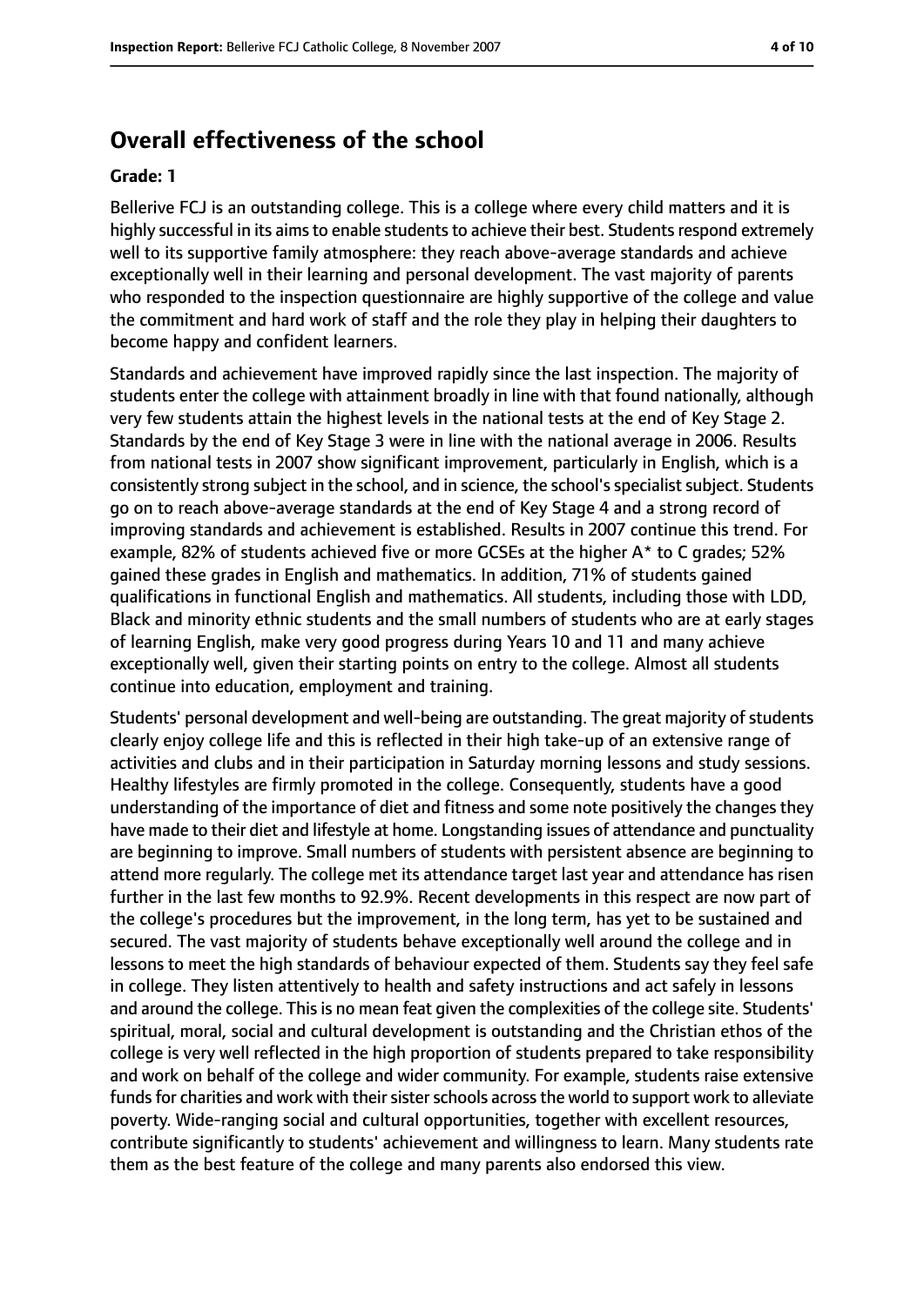## Overall effectiveness of the school

**Grade: 1**

Bellerive FCJ is an outstanding college. This is a college where every child matters and it is highly successful in its aims to enable students to achieve their best. Students respond extremely well to its supportive family atmosphere: they reach above-average standards and achieve exceptionally well in their learning and personal development. The vast majority of parents who responded to the inspection questionnaire are highly supportive of the college and value the commitment and hard work of staff and the role they play in helping their daughters to become happy and confident learners.

Standards and achievement have improved rapidly since the last inspection. The majority of students enter the college with attainment broadly in line with that found nationally, although very few students attain the highest levels in the national tests at the end of Key Stage 2. Standards by the end of Key Stage 3 were in line with the national average in 2006. Results from national tests in 2007 show significant improvement, particularly in English, which is a consistently strong subject in the school, and in science, the school's specialist subject. Students go on to reach above-average standards at the end of Key Stage 4 and a strong record of improving standards and achievement is established. Results in 2007 continue this trend. For example, 82% of students achieved five or more GCSEs at the higher A* to C grades; 52% gained these grades in English and mathematics. In addition, 71% of students gained qualifications in functional English and mathematics. All students, including those with LDD, Black and minority ethnic students and the small numbers of students who are at early stages of learning English, make very good progress during Years 10 and 11 and many achieve exceptionally well, given their starting points on entry to the college. Almost all students continue into education, employment and training.

Students' personal development and well-being are outstanding. The great majority of students clearly enjoy college life and this is reflected in their high take-up of an extensive range of activities and clubs and in their participation in Saturday morning lessons and study sessions. Healthy lifestyles are firmly promoted in the college. Consequently, students have a good understanding of the importance of diet and fitness and some note positively the changes they have made to their diet and lifestyle at home. Longstanding issues of attendance and punctuality are beginning to improve. Small numbers of students with persistent absence are beginning to attend more regularly. The college met its attendance target last year and attendance has risen further in the last few months to 92.9%. Recent developments in this respect are now part of the college's procedures but the improvement, in the long term, has yet to be sustained and secured. The vast majority of students behave exceptionally well around the college and in lessons to meet the high standards of behaviour expected of them. Students say they feel safe in college. They listen attentively to health and safety instructions and act safely in lessons and around the college. This is no mean feat given the complexities of the college site. Students' spiritual, moral, social and cultural development is outstanding and the Christian ethos of the college is very well reflected in the high proportion of students prepared to take responsibility and work on behalf of the college and wider community. For example, students raise extensive funds for charities and work with their sister schools across the world to support work to alleviate poverty. Wide-ranging social and cultural opportunities, together with excellent resources, contribute significantly to students' achievement and willingness to learn. Many students rate them as the best feature of the college and many parents also endorsed this view.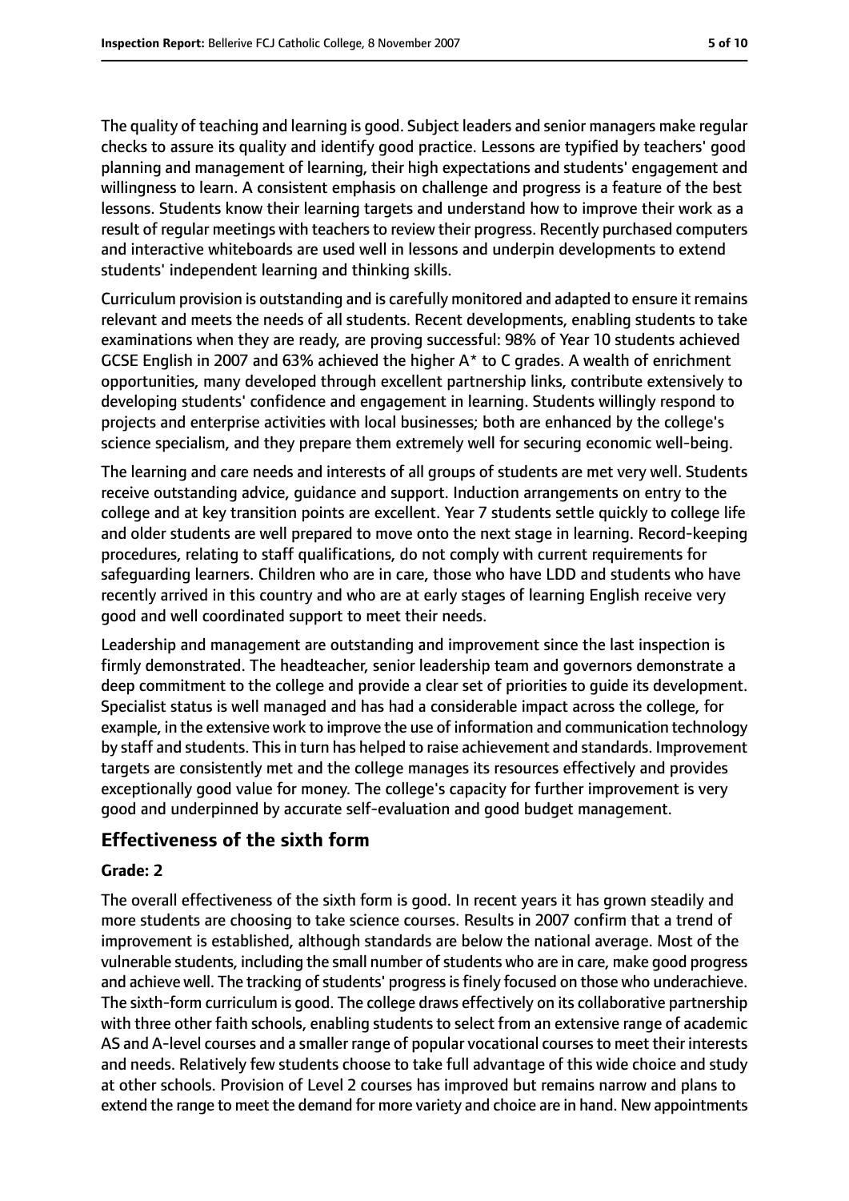The quality of teaching and learning is good. Subject leaders and senior managers make regular checks to assure its quality and identify good practice. Lessons are typified by teachers' good planning and management of learning, their high expectations and students' engagement and willingness to learn. A consistent emphasis on challenge and progress is a feature of the best lessons. Students know their learning targets and understand how to improve their work as a result of regular meetings with teachers to review their progress. Recently purchased computers and interactive whiteboards are used well in lessons and underpin developments to extend students' independent learning and thinking skills.

Curriculum provision is outstanding and is carefully monitored and adapted to ensure it remains relevant and meets the needs of all students. Recent developments, enabling students to take examinations when they are ready, are proving successful: 98% of Year 10 students achieved GCSE English in 2007 and 63% achieved the higher A* to C grades. A wealth of enrichment opportunities, many developed through excellent partnership links, contribute extensively to developing students' confidence and engagement in learning. Students willingly respond to projects and enterprise activities with local businesses; both are enhanced by the college's science specialism, and they prepare them extremely well for securing economic well-being.

The learning and care needs and interests of all groups of students are met very well. Students receive outstanding advice, guidance and support. Induction arrangements on entry to the college and at key transition points are excellent. Year 7 students settle quickly to college life and older students are well prepared to move onto the next stage in learning. Record-keeping procedures, relating to staff qualifications, do not comply with current requirements for safeguarding learners. Children who are in care, those who have LDD and students who have recently arrived in this country and who are at early stages of learning English receive very good and well coordinated support to meet their needs.

Leadership and management are outstanding and improvement since the last inspection is firmly demonstrated. The headteacher, senior leadership team and governors demonstrate a deep commitment to the college and provide a clear set of priorities to guide its development. Specialist status is well managed and has had a considerable impact across the college, for example, in the extensive work to improve the use of information and communication technology by staff and students. This in turn has helped to raise achievement and standards. Improvement targets are consistently met and the college manages its resources effectively and provides exceptionally good value for money. The college's capacity for further improvement is very good and underpinned by accurate self-evaluation and good budget management.

## Effectiveness of the sixth form

### Grade: 2

The overall effectiveness of the sixth form is good. In recent years it has grown steadily and more students are choosing to take science courses. Results in 2007 confirm that a trend of improvement is established, although standards are below the national average. Most of the vulnerable students, including the small number of students who are in care, make good progress and achieve well. The tracking of students' progress is finely focused on those who underachieve. The sixth-form curriculum is good. The college draws effectively on its collaborative partnership with three other faith schools, enabling students to select from an extensive range of academic AS and A-level courses and a smaller range of popular vocational courses to meet their interests and needs. Relatively few students choose to take full advantage of this wide choice and study at other schools. Provision of Level 2 courses has improved but remains narrow and plans to extend the range to meet the demand for more variety and choice are in hand. New appointments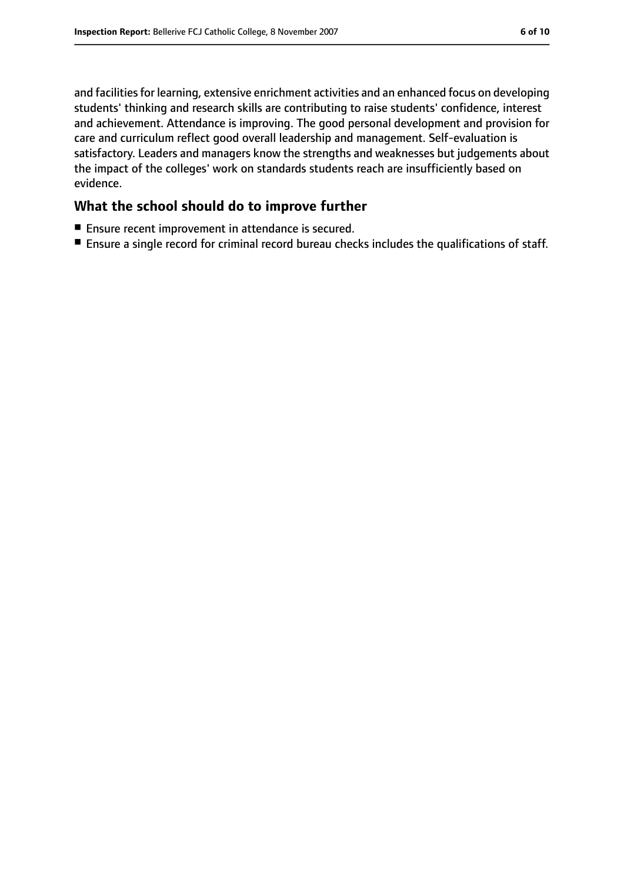and facilities for learning, extensive enrichment activities and an enhanced focus on developing students' thinking and research skills are contributing to raise students' confidence, interest and achievement. Attendance is improving. The good personal development and provision for care and curriculum reflect good overall leadership and management. Self-evaluation is satisfactory. Leaders and managers know the strengths and weaknesses but judgements about the impact of the colleges' work on standards students reach are insufficiently based on evidence.

## What the school should do to improve further

- Ensure recent improvement in attendance is secured.
- Ensure a single record for criminal record bureau checks includes the qualifications of staff.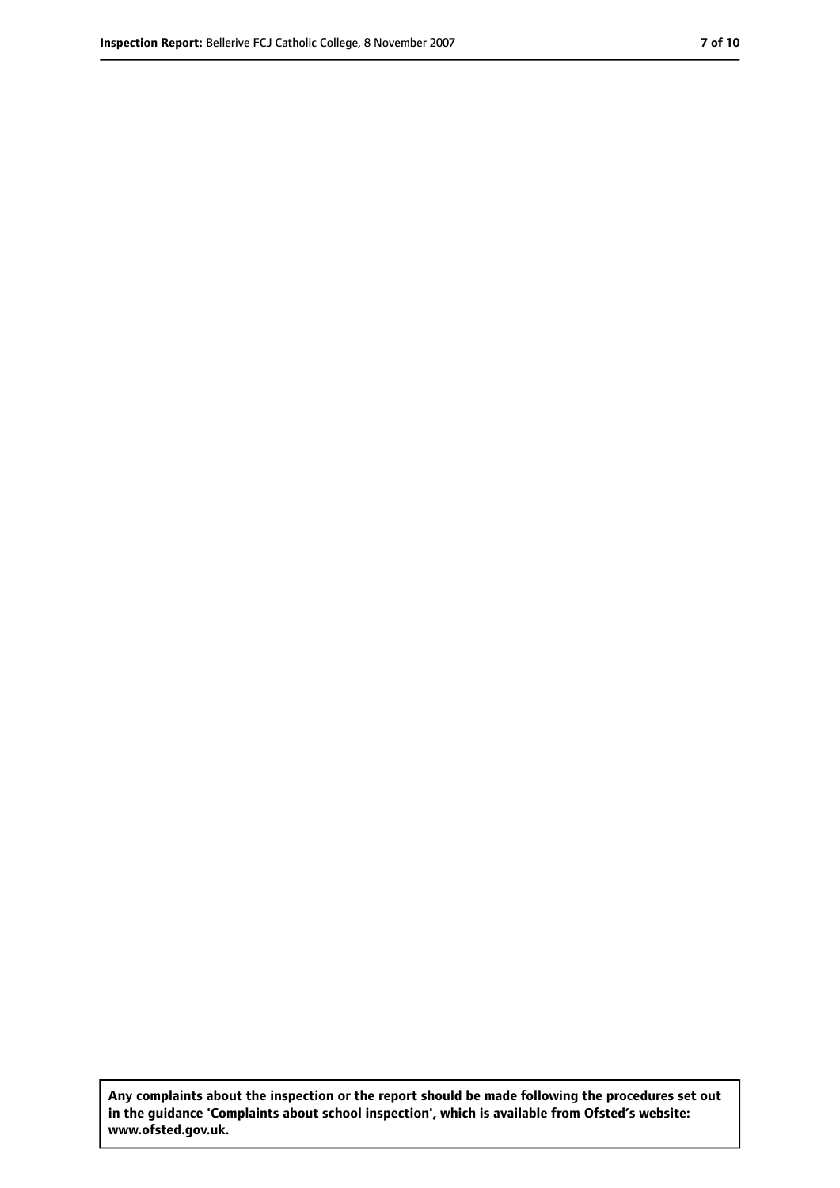**Any complaints about the inspection or the report should be made following the procedures set out in the guidance 'Complaints about school inspection', which is available from Ofsted's website: www.ofsted.gov.uk.**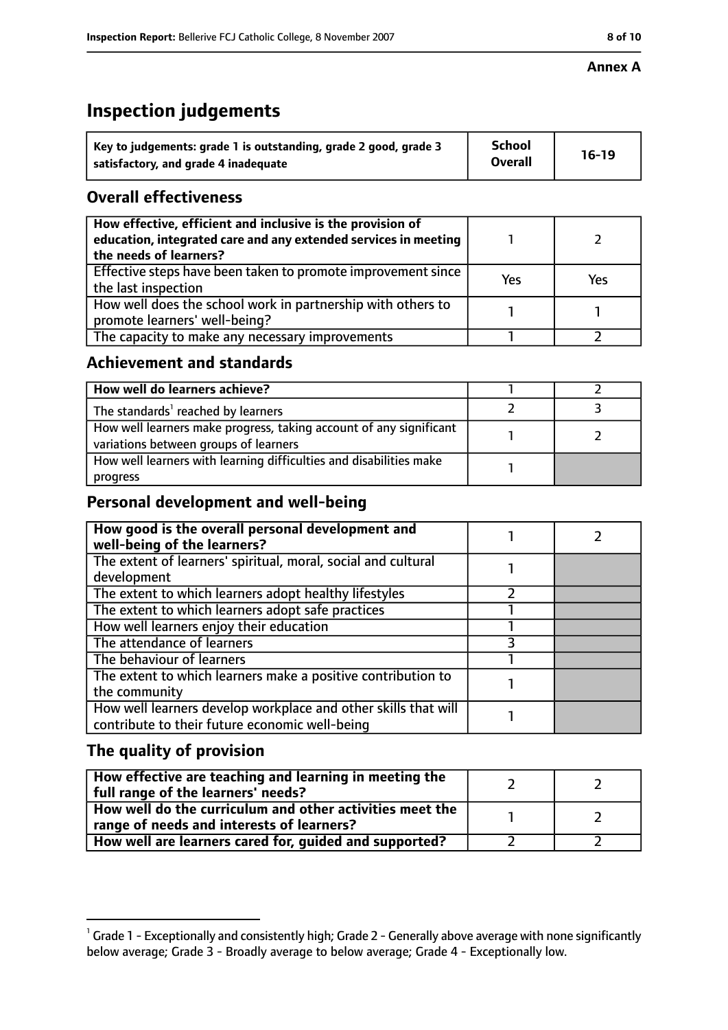**Annex A**

# Inspection judgements

| Key to judgements: grade 1 is outstanding, grade 2 good, grade 3 satisfactory, and grade 4 inadequate | School Overall | 16-19 |
|---|---|---|

## Overall effectiveness

| | | |
|---|---|---|
| **How effective, efficient and inclusive is the provision of education, integrated care and any extended services in meeting the needs of learners?** | 1 | 2 |
| Effective steps have been taken to promote improvement since the last inspection | Yes | Yes |
| How well does the school work in partnership with others to promote learners' well-being? | 1 | 1 |
| The capacity to make any necessary improvements | 1 | 2 |

## Achievement and standards

| | | |
|---|---|---|
| **How well do learners achieve?** | 1 | 2 |
| The standards[1] reached by learners | 2 | 3 |
| How well learners make progress, taking account of any significant variations between groups of learners | 1 | 2 |
| How well learners with learning difficulties and disabilities make progress | 1 | |

## Personal development and well-being

| | | |
|---|---|---|
| **How good is the overall personal development and well-being of the learners?** | 1 | 2 |
| The extent of learners' spiritual, moral, social and cultural development | 1 | |
| The extent to which learners adopt healthy lifestyles | 2 | |
| The extent to which learners adopt safe practices | 1 | |
| How well learners enjoy their education | 1 | |
| The attendance of learners | 3 | |
| The behaviour of learners | 1 | |
| The extent to which learners make a positive contribution to the community | 1 | |
| How well learners develop workplace and other skills that will contribute to their future economic well-being | 1 | |

## The quality of provision

| | | |
|---|---|---|
| **How effective are teaching and learning in meeting the full range of the learners' needs?** | 2 | 2 |
| **How well do the curriculum and other activities meet the range of needs and interests of learners?** | 1 | 2 |
| **How well are learners cared for, guided and supported?** | 2 | 2 |

[1] Grade 1 - Exceptionally and consistently high; Grade 2 - Generally above average with none significantly below average; Grade 3 - Broadly average to below average; Grade 4 - Exceptionally low.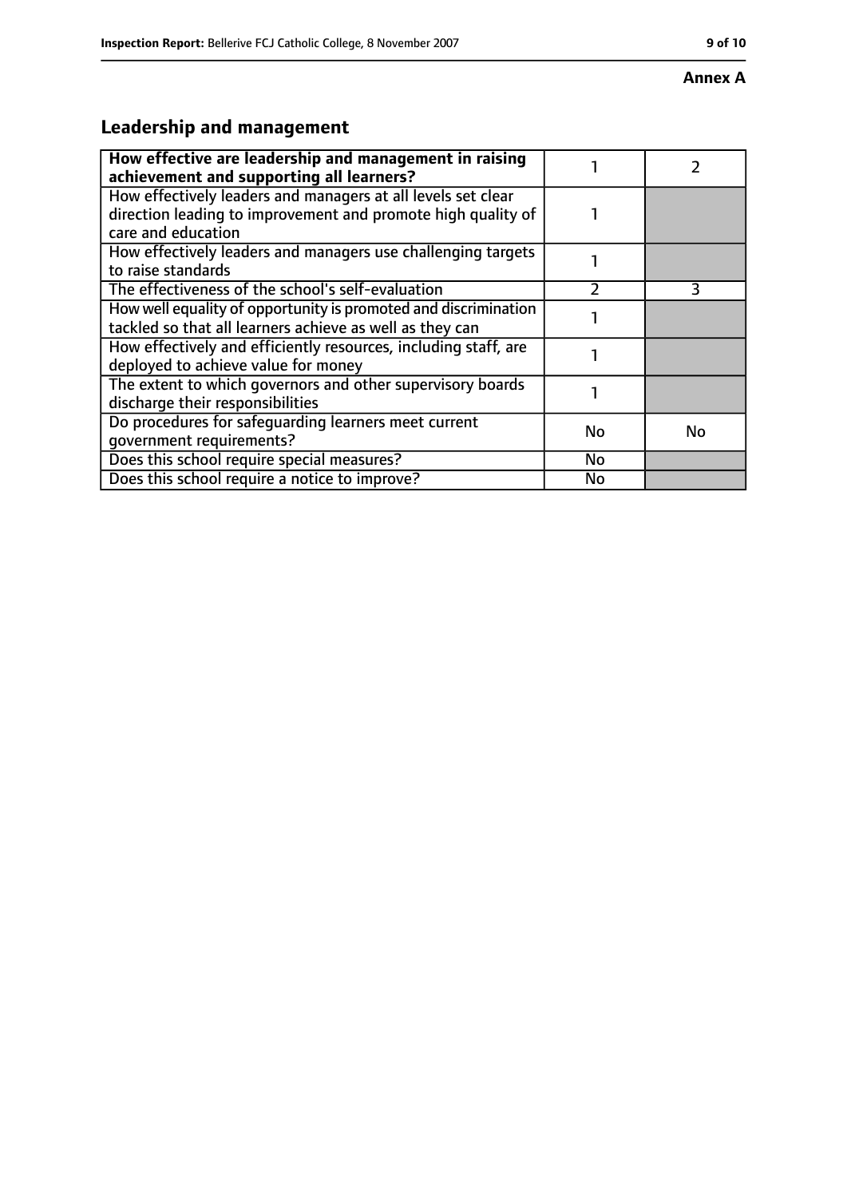**Annex A**

## Leadership and management

| How effective are leadership and management in raising achievement and supporting all learners? | 1 | 2 |
|---|---|---|
| How effectively leaders and managers at all levels set clear direction leading to improvement and promote high quality of care and education | 1 | |
| How effectively leaders and managers use challenging targets to raise standards | 1 | |
| The effectiveness of the school's self-evaluation | 2 | 3 |
| How well equality of opportunity is promoted and discrimination tackled so that all learners achieve as well as they can | 1 | |
| How effectively and efficiently resources, including staff, are deployed to achieve value for money | 1 | |
| The extent to which governors and other supervisory boards discharge their responsibilities | 1 | |
| Do procedures for safeguarding learners meet current government requirements? | No | No |
| Does this school require special measures? | No | |
| Does this school require a notice to improve? | No | |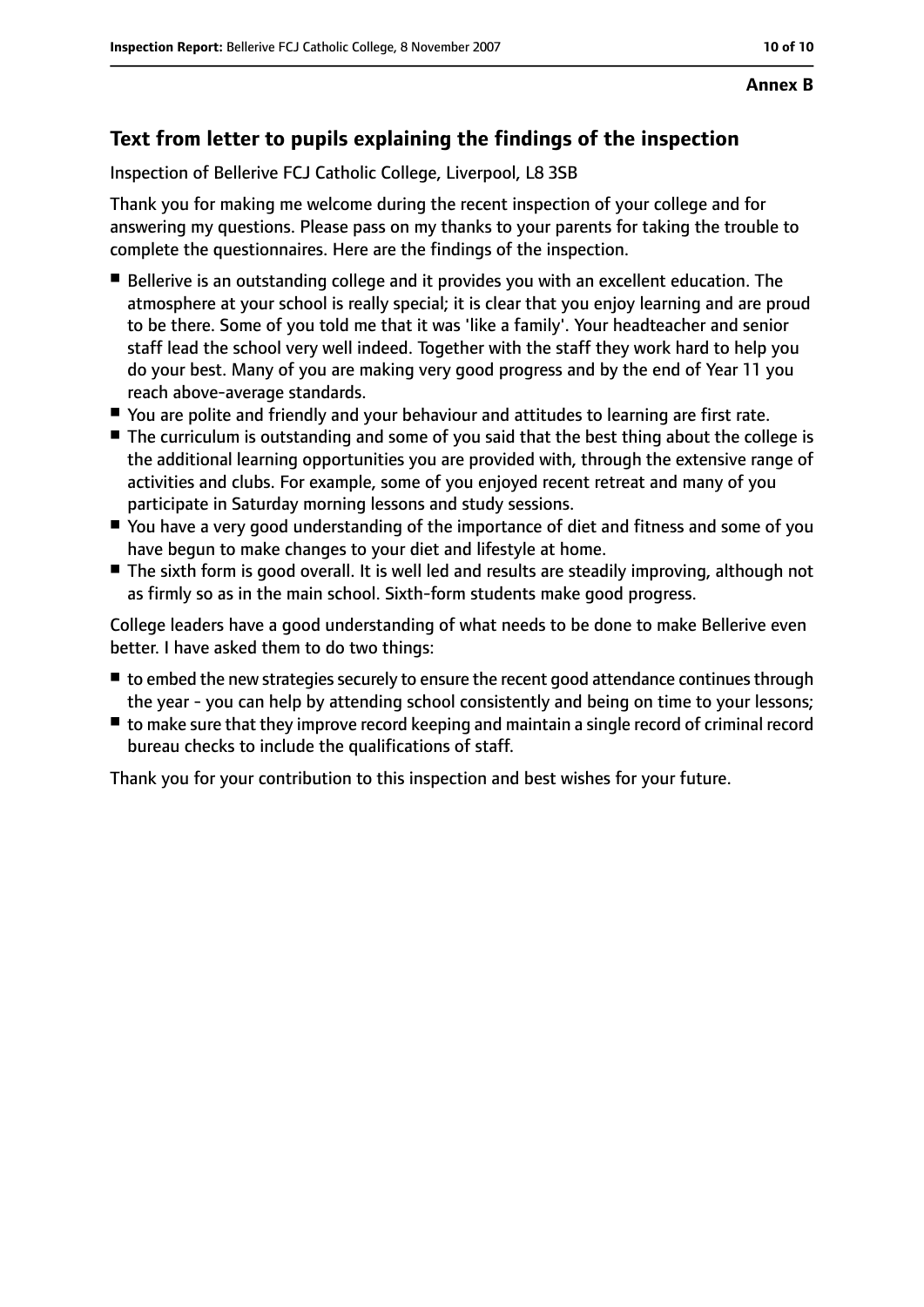**Annex B**

## Text from letter to pupils explaining the findings of the inspection

Inspection of Bellerive FCJ Catholic College, Liverpool, L8 3SB

Thank you for making me welcome during the recent inspection of your college and for answering my questions. Please pass on my thanks to your parents for taking the trouble to complete the questionnaires. Here are the findings of the inspection.

- Bellerive is an outstanding college and it provides you with an excellent education. The atmosphere at your school is really special; it is clear that you enjoy learning and are proud to be there. Some of you told me that it was 'like a family'. Your headteacher and senior staff lead the school very well indeed. Together with the staff they work hard to help you do your best. Many of you are making very good progress and by the end of Year 11 you reach above-average standards.
- You are polite and friendly and your behaviour and attitudes to learning are first rate.
- The curriculum is outstanding and some of you said that the best thing about the college is the additional learning opportunities you are provided with, through the extensive range of activities and clubs. For example, some of you enjoyed recent retreat and many of you participate in Saturday morning lessons and study sessions.
- You have a very good understanding of the importance of diet and fitness and some of you have begun to make changes to your diet and lifestyle at home.
- The sixth form is good overall. It is well led and results are steadily improving, although not as firmly so as in the main school. Sixth-form students make good progress.

College leaders have a good understanding of what needs to be done to make Bellerive even better. I have asked them to do two things:

- to embed the new strategies securely to ensure the recent good attendance continues through the year - you can help by attending school consistently and being on time to your lessons;
- to make sure that they improve record keeping and maintain a single record of criminal record bureau checks to include the qualifications of staff.

Thank you for your contribution to this inspection and best wishes for your future.